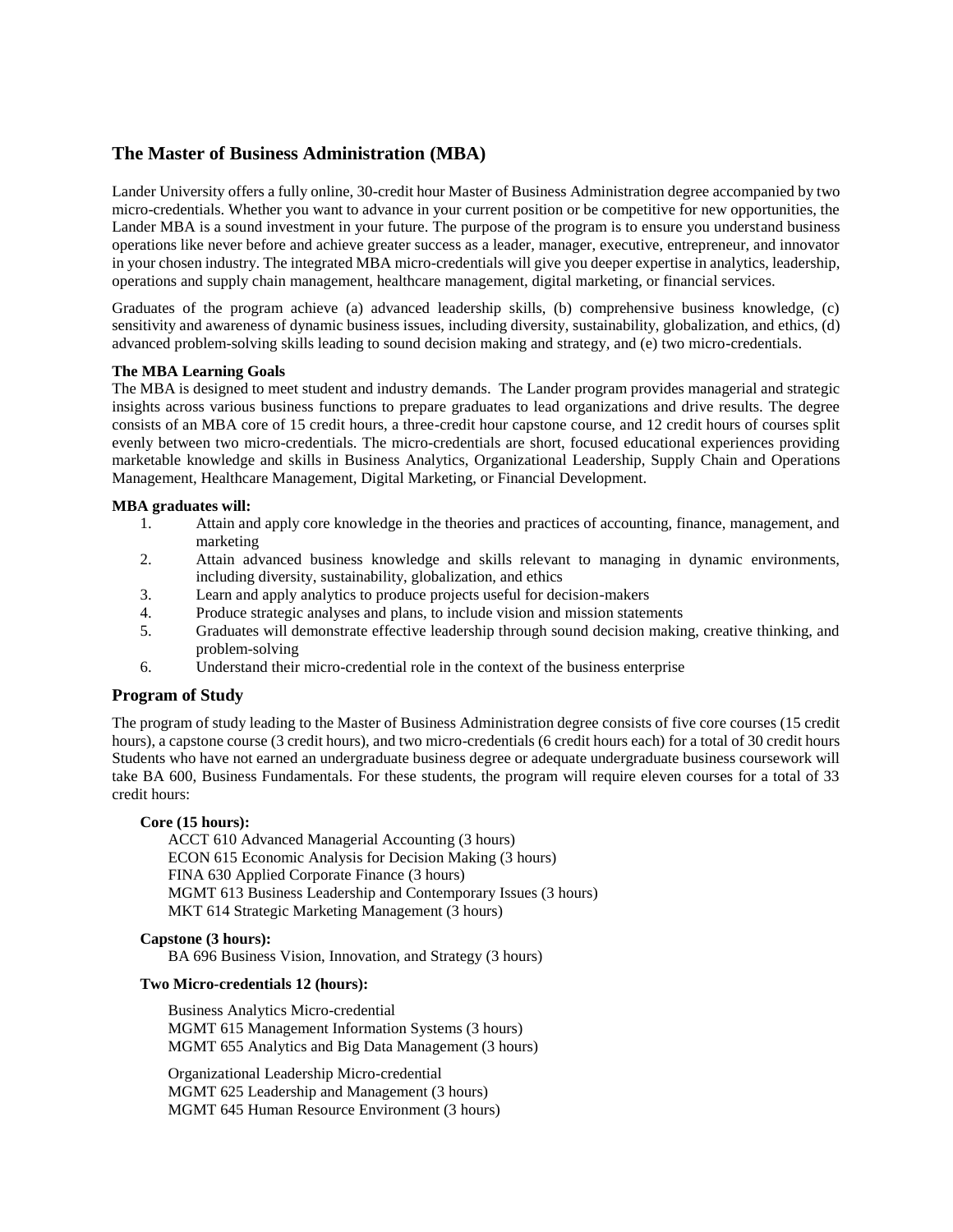## The Master of Business Administration (MBA)

Lander University offers a fully online, 30-credit hour Master of Business Administration degree accompanied by two micro-credentials. Whether you want to advance in your current position or be competitive for new opportunities, the Lander MBA is a sound investment in your future. The purpose of the program is to ensure you understand business operations like never before and achieve greater success as a leader, manager, executive, entrepreneur, and innovator in your chosen industry. The integrated MBA micro-credentials will give you deeper expertise in analytics, leadership, operations and supply chain management, healthcare management, digital marketing, or financial services.

Graduates of the program achieve (a) advanced leadership skills, (b) comprehensive business knowledge, (c) sensitivity and awareness of dynamic business issues, including diversity, sustainability, globalization, and ethics, (d) advanced problem-solving skills leading to sound decision making and strategy, and (e) two micro-credentials.

**The MBA Learning Goals**

The MBA is designed to meet student and industry demands. The Lander program provides managerial and strategic insights across various business functions to prepare graduates to lead organizations and drive results. The degree consists of an MBA core of 15 credit hours, a three-credit hour capstone course, and 12 credit hours of courses split evenly between two micro-credentials. The micro-credentials are short, focused educational experiences providing marketable knowledge and skills in Business Analytics, Organizational Leadership, Supply Chain and Operations Management, Healthcare Management, Digital Marketing, or Financial Development.

**MBA graduates will:**

1. Attain and apply core knowledge in the theories and practices of accounting, finance, management, and marketing
2. Attain advanced business knowledge and skills relevant to managing in dynamic environments, including diversity, sustainability, globalization, and ethics
3. Learn and apply analytics to produce projects useful for decision-makers
4. Produce strategic analyses and plans, to include vision and mission statements
5. Graduates will demonstrate effective leadership through sound decision making, creative thinking, and problem-solving
6. Understand their micro-credential role in the context of the business enterprise

### Program of Study

The program of study leading to the Master of Business Administration degree consists of five core courses (15 credit hours), a capstone course (3 credit hours), and two micro-credentials (6 credit hours each) for a total of 30 credit hours Students who have not earned an undergraduate business degree or adequate undergraduate business coursework will take BA 600, Business Fundamentals. For these students, the program will require eleven courses for a total of 33 credit hours:

**Core (15 hours):**

ACCT 610 Advanced Managerial Accounting (3 hours)
ECON 615 Economic Analysis for Decision Making (3 hours)
FINA 630 Applied Corporate Finance (3 hours)
MGMT 613 Business Leadership and Contemporary Issues (3 hours)
MKT 614 Strategic Marketing Management (3 hours)

**Capstone (3 hours):**

BA 696 Business Vision, Innovation, and Strategy (3 hours)

**Two Micro-credentials 12 (hours):**

Business Analytics Micro-credential
MGMT 615 Management Information Systems (3 hours)
MGMT 655 Analytics and Big Data Management (3 hours)

Organizational Leadership Micro-credential
MGMT 625 Leadership and Management (3 hours)
MGMT 645 Human Resource Environment (3 hours)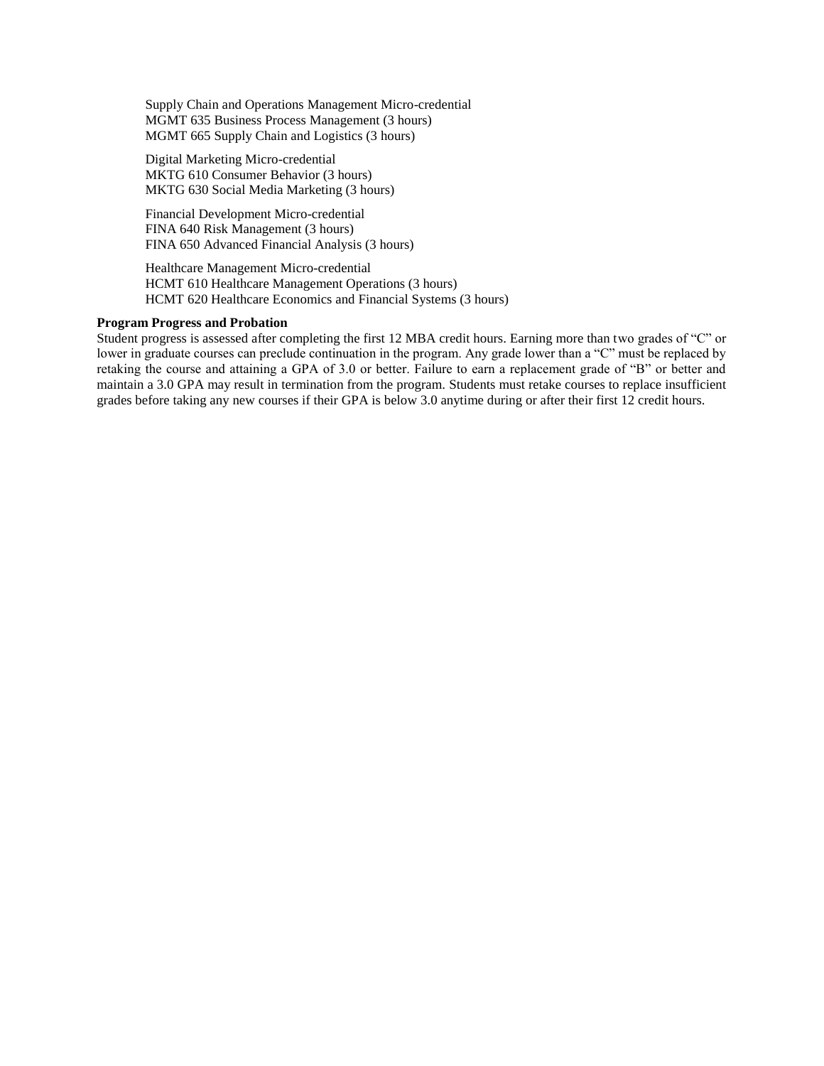Supply Chain and Operations Management Micro-credential
MGMT 635 Business Process Management (3 hours)
MGMT 665 Supply Chain and Logistics (3 hours)

Digital Marketing Micro-credential
MKTG 610 Consumer Behavior (3 hours)
MKTG 630 Social Media Marketing (3 hours)

Financial Development Micro-credential
FINA 640 Risk Management (3 hours)
FINA 650 Advanced Financial Analysis (3 hours)

Healthcare Management Micro-credential
HCMT 610 Healthcare Management Operations (3 hours)
HCMT 620 Healthcare Economics and Financial Systems (3 hours)

**Program Progress and Probation**

Student progress is assessed after completing the first 12 MBA credit hours. Earning more than two grades of "C" or lower in graduate courses can preclude continuation in the program. Any grade lower than a "C" must be replaced by retaking the course and attaining a GPA of 3.0 or better. Failure to earn a replacement grade of "B" or better and maintain a 3.0 GPA may result in termination from the program. Students must retake courses to replace insufficient grades before taking any new courses if their GPA is below 3.0 anytime during or after their first 12 credit hours.